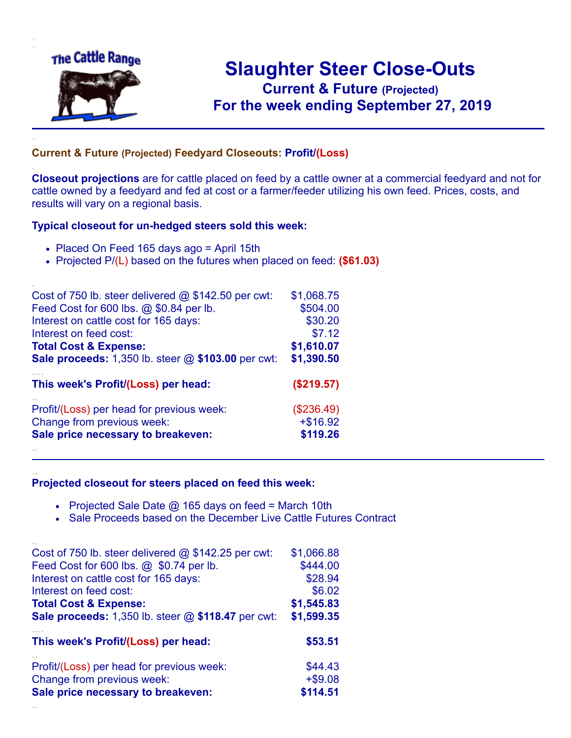The Cattle Range

# Slaughter Steer Close-Outs

## Current & Future (Projected)

## For the week ending September 27, 2019

### Current & Future (Projected) Feedyard Closeouts: Profit/(Loss)

**Closeout projections** are for cattle placed on feed by a cattle owner at a commercial feedyard and not for cattle owned by a feedyard and fed at cost or a farmer/feeder utilizing his own feed. Prices, costs, and results will vary on a regional basis.

### Typical closeout for un-hedged steers sold this week:

- Placed On Feed 165 days ago = April 15th
- Projected P/(L) based on the futures when placed on feed: **($61.03)**

| | |
|---|---|
| Cost of 750 lb. steer delivered @ $142.50 per cwt: | $1,068.75 |
| Feed Cost for 600 lbs. @ $0.84 per lb. | $504.00 |
| Interest on cattle cost for 165 days: | $30.20 |
| Interest on feed cost: | $7.12 |
| **Total Cost & Expense:** | **$1,610.07** |
| **Sale proceeds:** 1,350 lb. steer @ **$103.00** per cwt: | **$1,390.50** |
| **This week's Profit/(Loss) per head:** | **($219.57)** |
| Profit/(Loss) per head for previous week: | ($236.49) |
| Change from previous week: | +$16.92 |
| **Sale price necessary to breakeven:** | **$119.26** |

### Projected closeout for steers placed on feed this week:

- Projected Sale Date @ 165 days on feed = March 10th
- Sale Proceeds based on the December Live Cattle Futures Contract

| | |
|---|---|
| Cost of 750 lb. steer delivered @ $142.25 per cwt: | $1,066.88 |
| Feed Cost for 600 lbs. @ $0.74 per lb. | $444.00 |
| Interest on cattle cost for 165 days: | $28.94 |
| Interest on feed cost: | $6.02 |
| **Total Cost & Expense:** | **$1,545.83** |
| **Sale proceeds:** 1,350 lb. steer @ **$118.47** per cwt: | **$1,599.35** |
| **This week's Profit/(Loss) per head:** | **$53.51** |
| Profit/(Loss) per head for previous week: | $44.43 |
| Change from previous week: | +$9.08 |
| **Sale price necessary to breakeven:** | **$114.51** |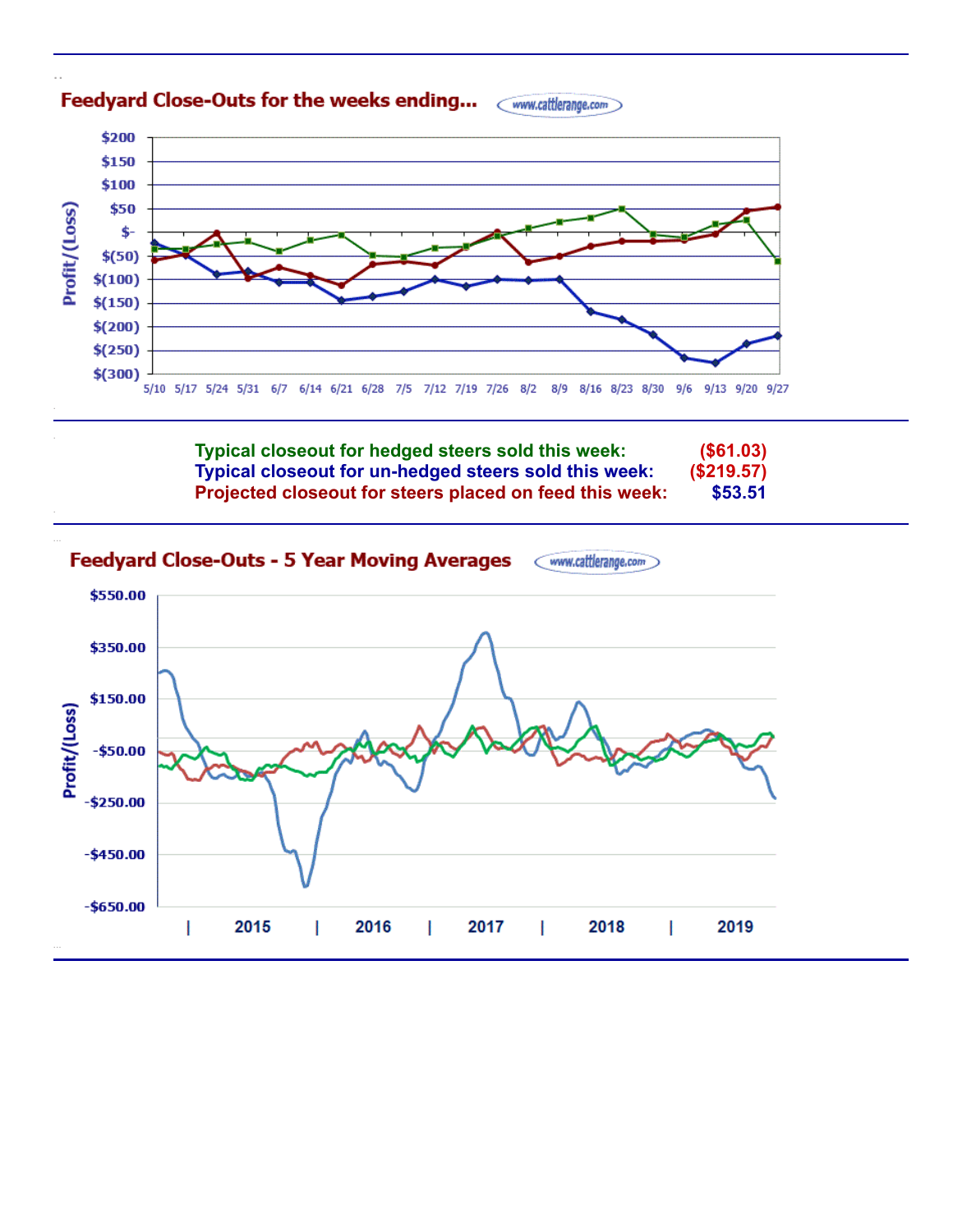## Feedyard Close-Outs for the weeks ending...

www.cattlerange.com

Profit/(Loss)

$200
$150
$100
$50
$-
$(50)
$(100)
$(150)
$(200)
$(250)
$(300)

5/10 5/17 5/24 5/31 6/7 6/14 6/21 6/28 7/5 7/12 7/19 7/26 8/2 8/9 8/16 8/23 8/30 9/6 9/13 9/20 9/27

| | |
|---|---|
| Typical closeout for hedged steers sold this week: | ($61.03) |
| Typical closeout for un-hedged steers sold this week: | ($219.57) |
| Projected closeout for steers placed on feed this week: | $53.51 |

## Feedyard Close-Outs - 5 Year Moving Averages

www.cattlerange.com

Profit/(Loss)

$550.00
$350.00
$150.00
-$50.00
-$250.00
-$450.00
-$650.00

| 2015 | 2016 | 2017 | 2018 | 2019